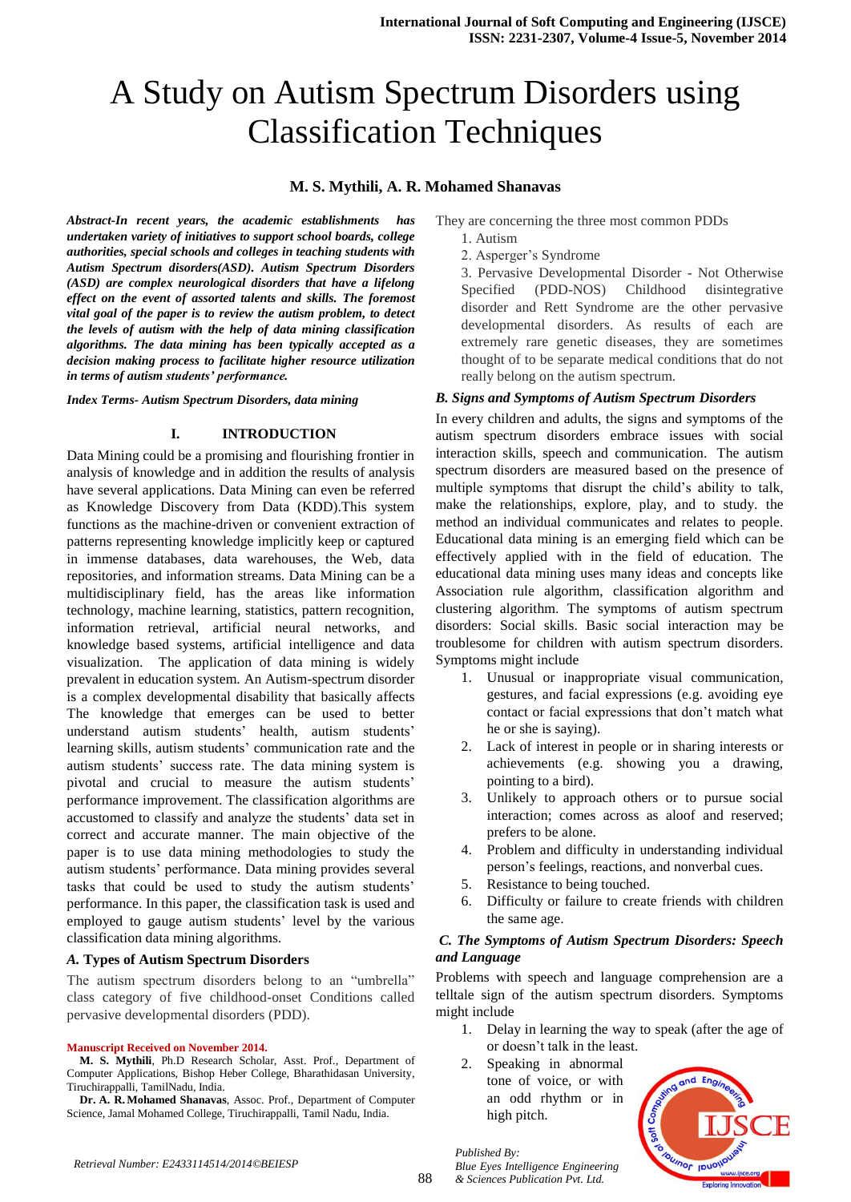# A Study on Autism Spectrum Disorders using Classification Techniques

**M. S. Mythili, A. R. Mohamed Shanavas**

***Abstract-In recent years, the academic establishments has undertaken variety of initiatives to support school boards, college authorities, special schools and colleges in teaching students with Autism Spectrum disorders(ASD). Autism Spectrum Disorders (ASD) are complex neurological disorders that have a lifelong effect on the event of assorted talents and skills. The foremost vital goal of the paper is to review the autism problem, to detect the levels of autism with the help of data mining classification algorithms. The data mining has been typically accepted as a decision making process to facilitate higher resource utilization in terms of autism students' performance.***

***Index Terms- Autism Spectrum Disorders, data mining***

## I. INTRODUCTION

Data Mining could be a promising and flourishing frontier in analysis of knowledge and in addition the results of analysis have several applications. Data Mining can even be referred as Knowledge Discovery from Data (KDD).This system functions as the machine-driven or convenient extraction of patterns representing knowledge implicitly keep or captured in immense databases, data warehouses, the Web, data repositories, and information streams. Data Mining can be a multidisciplinary field, has the areas like information technology, machine learning, statistics, pattern recognition, information retrieval, artificial neural networks, and knowledge based systems, artificial intelligence and data visualization. The application of data mining is widely prevalent in education system. An Autism-spectrum disorder is a complex developmental disability that basically affects The knowledge that emerges can be used to better understand autism students' health, autism students' learning skills, autism students' communication rate and the autism students' success rate. The data mining system is pivotal and crucial to measure the autism students' performance improvement. The classification algorithms are accustomed to classify and analyze the students' data set in correct and accurate manner. The main objective of the paper is to use data mining methodologies to study the autism students' performance. Data mining provides several tasks that could be used to study the autism students' performance. In this paper, the classification task is used and employed to gauge autism students' level by the various classification data mining algorithms.

### A. Types of Autism Spectrum Disorders

The autism spectrum disorders belong to an "umbrella" class category of five childhood-onset Conditions called pervasive developmental disorders (PDD).

They are concerning the three most common PDDs

1. Autism
2. Asperger's Syndrome
3. Pervasive Developmental Disorder - Not Otherwise Specified (PDD-NOS) Childhood disintegrative disorder and Rett Syndrome are the other pervasive developmental disorders. As results of each are extremely rare genetic diseases, they are sometimes thought of to be separate medical conditions that do not really belong on the autism spectrum.

### B. Signs and Symptoms of Autism Spectrum Disorders

In every children and adults, the signs and symptoms of the autism spectrum disorders embrace issues with social interaction skills, speech and communication. The autism spectrum disorders are measured based on the presence of multiple symptoms that disrupt the child's ability to talk, make the relationships, explore, play, and to study. the method an individual communicates and relates to people. Educational data mining is an emerging field which can be effectively applied with in the field of education. The educational data mining uses many ideas and concepts like Association rule algorithm, classification algorithm and clustering algorithm. The symptoms of autism spectrum disorders: Social skills. Basic social interaction may be troublesome for children with autism spectrum disorders. Symptoms might include

1. Unusual or inappropriate visual communication, gestures, and facial expressions (e.g. avoiding eye contact or facial expressions that don't match what he or she is saying).
2. Lack of interest in people or in sharing interests or achievements (e.g. showing you a drawing, pointing to a bird).
3. Unlikely to approach others or to pursue social interaction; comes across as aloof and reserved; prefers to be alone.
4. Problem and difficulty in understanding individual person's feelings, reactions, and nonverbal cues.
5. Resistance to being touched.
6. Difficulty or failure to create friends with children the same age.

### C. The Symptoms of Autism Spectrum Disorders: Speech and Language

Problems with speech and language comprehension are a telltale sign of the autism spectrum disorders. Symptoms might include

1. Delay in learning the way to speak (after the age of or doesn't talk in the least.
2. Speaking in abnormal tone of voice, or with an odd rhythm or in high pitch.

**Manuscript Received on November 2014.**

**M. S. Mythili**, Ph.D Research Scholar, Asst. Prof., Department of Computer Applications, Bishop Heber College, Bharathidasan University, Tiruchirappalli, TamilNadu, India.

**Dr. A. R. Mohamed Shanavas**, Assoc. Prof., Department of Computer Science, Jamal Mohamed College, Tiruchirappalli, Tamil Nadu, India.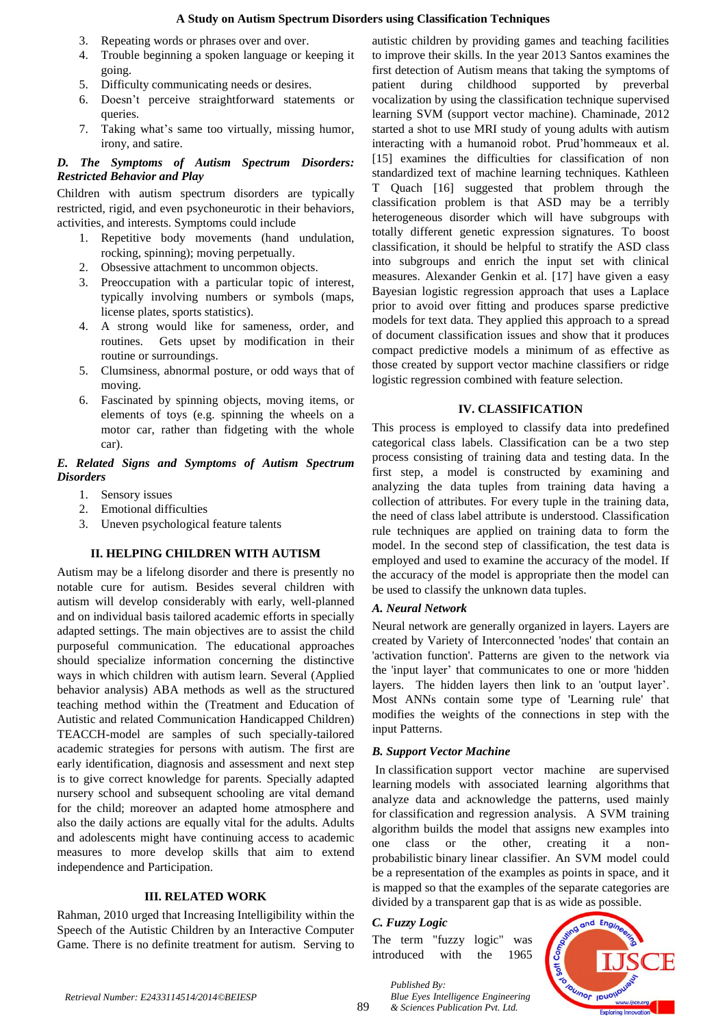3. Repeating words or phrases over and over.
4. Trouble beginning a spoken language or keeping it going.
5. Difficulty communicating needs or desires.
6. Doesn't perceive straightforward statements or queries.
7. Taking what's same too virtually, missing humor, irony, and satire.

### *D. The Symptoms of Autism Spectrum Disorders: Restricted Behavior and Play*

Children with autism spectrum disorders are typically restricted, rigid, and even psychoneurotic in their behaviors, activities, and interests. Symptoms could include

1. Repetitive body movements (hand undulation, rocking, spinning); moving perpetually.
2. Obsessive attachment to uncommon objects.
3. Preoccupation with a particular topic of interest, typically involving numbers or symbols (maps, license plates, sports statistics).
4. A strong would like for sameness, order, and routines. Gets upset by modification in their routine or surroundings.
5. Clumsiness, abnormal posture, or odd ways that of moving.
6. Fascinated by spinning objects, moving items, or elements of toys (e.g. spinning the wheels on a motor car, rather than fidgeting with the whole car).

### *E. Related Signs and Symptoms of Autism Spectrum Disorders*

1. Sensory issues
2. Emotional difficulties
3. Uneven psychological feature talents

## II. HELPING CHILDREN WITH AUTISM

Autism may be a lifelong disorder and there is presently no notable cure for autism. Besides several children with autism will develop considerably with early, well-planned and on individual basis tailored academic efforts in specially adapted settings. The main objectives are to assist the child purposeful communication. The educational approaches should specialize information concerning the distinctive ways in which children with autism learn. Several (Applied behavior analysis) ABA methods as well as the structured teaching method within the (Treatment and Education of Autistic and related Communication Handicapped Children) TEACCH-model are samples of such specially-tailored academic strategies for persons with autism. The first are early identification, diagnosis and assessment and next step is to give correct knowledge for parents. Specially adapted nursery school and subsequent schooling are vital demand for the child; moreover an adapted home atmosphere and also the daily actions are equally vital for the adults. Adults and adolescents might have continuing access to academic measures to more develop skills that aim to extend independence and Participation.

## III. RELATED WORK

Rahman, 2010 urged that Increasing Intelligibility within the Speech of the Autistic Children by an Interactive Computer Game. There is no definite treatment for autism. Serving to autistic children by providing games and teaching facilities to improve their skills. In the year 2013 Santos examines the first detection of Autism means that taking the symptoms of patient during childhood supported by preverbal vocalization by using the classification technique supervised learning SVM (support vector machine). Chaminade, 2012 started a shot to use MRI study of young adults with autism interacting with a humanoid robot. Prud'hommeaux et al. [15] examines the difficulties for classification of non standardized text of machine learning techniques. Kathleen T Quach [16] suggested that problem through the classification problem is that ASD may be a terribly heterogeneous disorder which will have subgroups with totally different genetic expression signatures. To boost classification, it should be helpful to stratify the ASD class into subgroups and enrich the input set with clinical measures. Alexander Genkin et al. [17] have given a easy Bayesian logistic regression approach that uses a Laplace prior to avoid over fitting and produces sparse predictive models for text data. They applied this approach to a spread of document classification issues and show that it produces compact predictive models a minimum of as effective as those created by support vector machine classifiers or ridge logistic regression combined with feature selection.

## IV. CLASSIFICATION

This process is employed to classify data into predefined categorical class labels. Classification can be a two step process consisting of training data and testing data. In the first step, a model is constructed by examining and analyzing the data tuples from training data having a collection of attributes. For every tuple in the training data, the need of class label attribute is understood. Classification rule techniques are applied on training data to form the model. In the second step of classification, the test data is employed and used to examine the accuracy of the model. If the accuracy of the model is appropriate then the model can be used to classify the unknown data tuples.

### *A. Neural Network*

Neural network are generally organized in layers. Layers are created by Variety of Interconnected 'nodes' that contain an 'activation function'. Patterns are given to the network via the 'input layer' that communicates to one or more 'hidden layers. The hidden layers then link to an 'output layer'. Most ANNs contain some type of 'Learning rule' that modifies the weights of the connections in step with the input Patterns.

### *B. Support Vector Machine*

In classification support vector machine are supervised learning models with associated learning algorithms that analyze data and acknowledge the patterns, used mainly for classification and regression analysis. A SVM training algorithm builds the model that assigns new examples into one class or the other, creating it a non-probabilistic binary linear classifier. An SVM model could be a representation of the examples as points in space, and it is mapped so that the examples of the separate categories are divided by a transparent gap that is as wide as possible.

### *C. Fuzzy Logic*

The term "fuzzy logic" was introduced with the 1965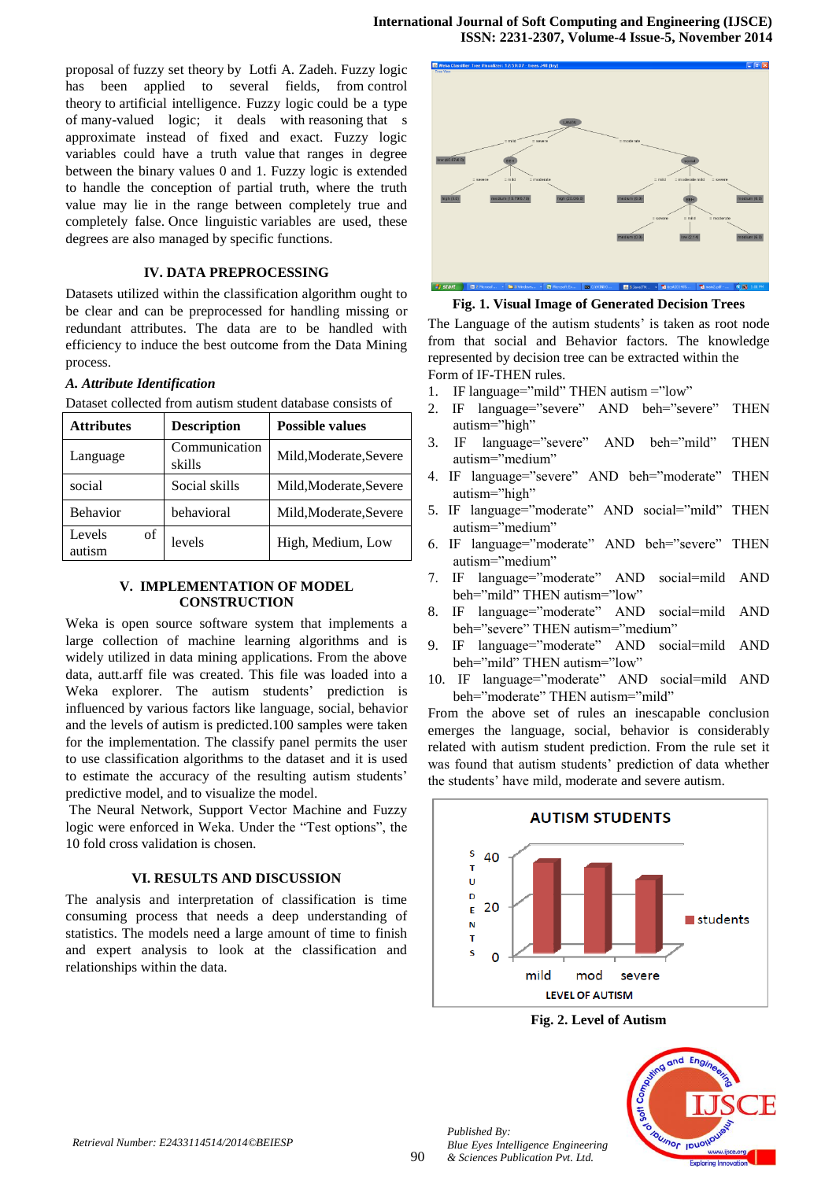proposal of fuzzy set theory by Lotfi A. Zadeh. Fuzzy logic has been applied to several fields, from control theory to artificial intelligence. Fuzzy logic could be a type of many-valued logic; it deals with reasoning that s approximate instead of fixed and exact. Fuzzy logic variables could have a truth value that ranges in degree between the binary values 0 and 1. Fuzzy logic is extended to handle the conception of partial truth, where the truth value may lie in the range between completely true and completely false. Once linguistic variables are used, these degrees are also managed by specific functions.

## IV. DATA PREPROCESSING

Datasets utilized within the classification algorithm ought to be clear and can be preprocessed for handling missing or redundant attributes. The data are to be handled with efficiency to induce the best outcome from the Data Mining process.

### *A. Attribute Identification*

Dataset collected from autism student database consists of

| Attributes | Description | Possible values |
|---|---|---|
| Language | Communication skills | Mild,Moderate,Severe |
| social | Social skills | Mild,Moderate,Severe |
| Behavior | behavioral | Mild,Moderate,Severe |
| Levels of autism | levels | High, Medium, Low |

## V. IMPLEMENTATION OF MODEL CONSTRUCTION

Weka is open source software system that implements a large collection of machine learning algorithms and is widely utilized in data mining applications. From the above data, autt.arff file was created. This file was loaded into a Weka explorer. The autism students' prediction is influenced by various factors like language, social, behavior and the levels of autism is predicted.100 samples were taken for the implementation. The classify panel permits the user to use classification algorithms to the dataset and it is used to estimate the accuracy of the resulting autism students' predictive model, and to visualize the model.

The Neural Network, Support Vector Machine and Fuzzy logic were enforced in Weka. Under the "Test options", the 10 fold cross validation is chosen.

## VI. RESULTS AND DISCUSSION

The analysis and interpretation of classification is time consuming process that needs a deep understanding of statistics. The models need a large amount of time to finish and expert analysis to look at the classification and relationships within the data.

**Fig. 1. Visual Image of Generated Decision Trees**

The Language of the autism students' is taken as root node from that social and Behavior factors. The knowledge represented by decision tree can be extracted within the Form of IF-THEN rules.

1. IF language="mild" THEN autism ="low"
2. IF language="severe" AND beh="severe" THEN autism="high"
3. IF language="severe" AND beh="mild" THEN autism="medium"
4. IF language="severe" AND beh="moderate" THEN autism="high"
5. IF language="moderate" AND social="mild" THEN autism="medium"
6. IF language="moderate" AND beh="severe" THEN autism="medium"
7. IF language="moderate" AND social=mild AND beh="mild" THEN autism="low"
8. IF language="moderate" AND social=mild AND beh="severe" THEN autism="medium"
9. IF language="moderate" AND social=mild AND beh="mild" THEN autism="low"
10. IF language="moderate" AND social=mild AND beh="moderate" THEN autism="mild"

From the above set of rules an inescapable conclusion emerges the language, social, behavior is considerably related with autism student prediction. From the rule set it was found that autism students' prediction of data whether the students' have mild, moderate and severe autism.

**Fig. 2. Level of Autism**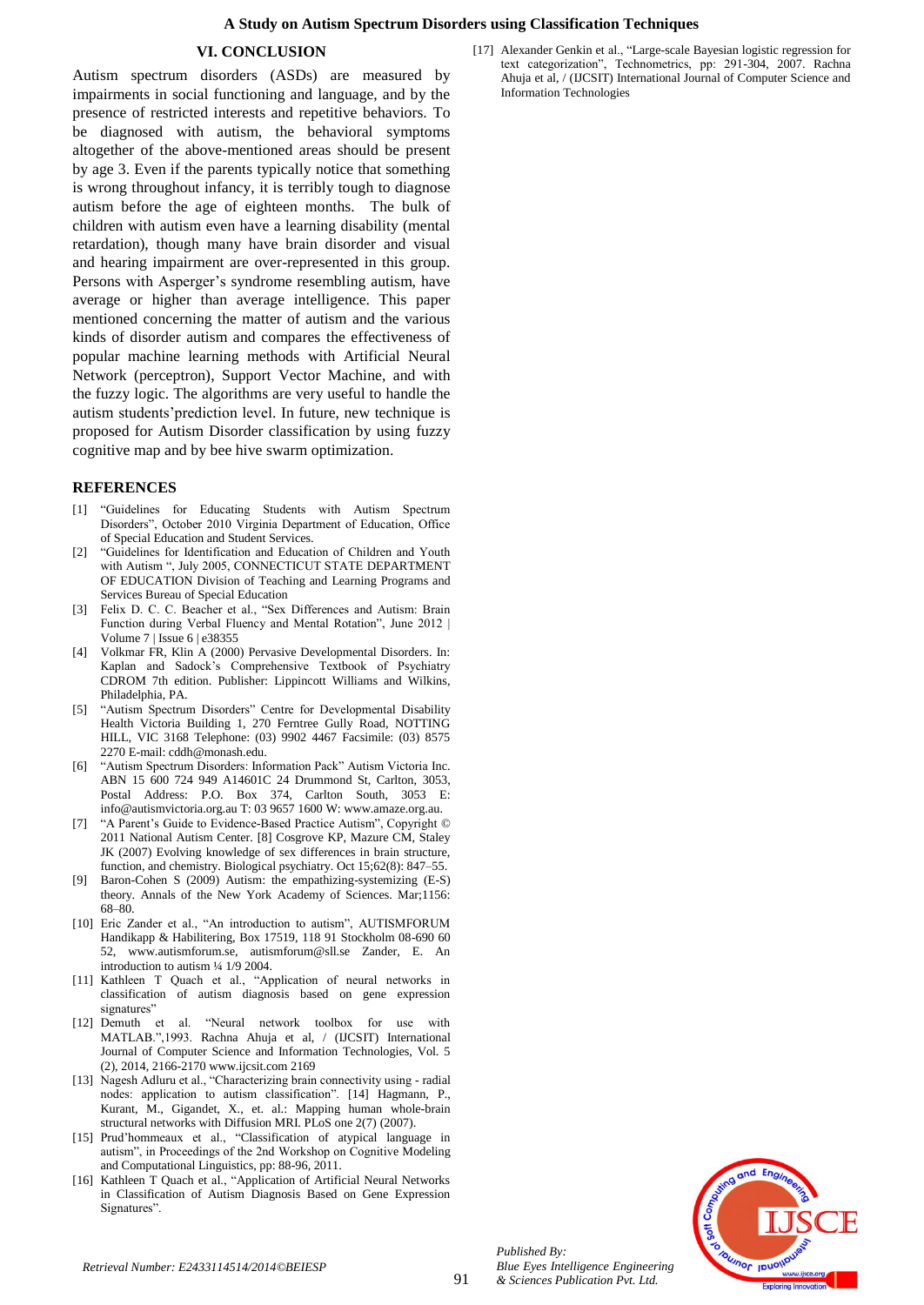## VI. CONCLUSION

Autism spectrum disorders (ASDs) are measured by impairments in social functioning and language, and by the presence of restricted interests and repetitive behaviors. To be diagnosed with autism, the behavioral symptoms altogether of the above-mentioned areas should be present by age 3. Even if the parents typically notice that something is wrong throughout infancy, it is terribly tough to diagnose autism before the age of eighteen months. The bulk of children with autism even have a learning disability (mental retardation), though many have brain disorder and visual and hearing impairment are over-represented in this group. Persons with Asperger's syndrome resembling autism, have average or higher than average intelligence. This paper mentioned concerning the matter of autism and the various kinds of disorder autism and compares the effectiveness of popular machine learning methods with Artificial Neural Network (perceptron), Support Vector Machine, and with the fuzzy logic. The algorithms are very useful to handle the autism students'prediction level. In future, new technique is proposed for Autism Disorder classification by using fuzzy cognitive map and by bee hive swarm optimization.

## REFERENCES

1. [1] "Guidelines for Educating Students with Autism Spectrum Disorders", October 2010 Virginia Department of Education, Office of Special Education and Student Services.
2. [2] "Guidelines for Identification and Education of Children and Youth with Autism ", July 2005, CONNECTICUT STATE DEPARTMENT OF EDUCATION Division of Teaching and Learning Programs and Services Bureau of Special Education
3. [3] Felix D. C. C. Beacher et al., "Sex Differences and Autism: Brain Function during Verbal Fluency and Mental Rotation", June 2012 | Volume 7 | Issue 6 | e38355
4. [4] Volkmar FR, Klin A (2000) Pervasive Developmental Disorders. In: Kaplan and Sadock's Comprehensive Textbook of Psychiatry CDROM 7th edition. Publisher: Lippincott Williams and Wilkins, Philadelphia, PA.
5. [5] "Autism Spectrum Disorders" Centre for Developmental Disability Health Victoria Building 1, 270 Ferntree Gully Road, NOTTING HILL, VIC 3168 Telephone: (03) 9902 4467 Facsimile: (03) 8575 2270 E-mail: cddh@monash.edu.
6. [6] "Autism Spectrum Disorders: Information Pack" Autism Victoria Inc. ABN 15 600 724 949 A14601C 24 Drummond St, Carlton, 3053, Postal Address: P.O. Box 374, Carlton South, 3053 E: info@autismvictoria.org.au T: 03 9657 1600 W: www.amaze.org.au.
7. [7] "A Parent's Guide to Evidence-Based Practice Autism", Copyright © 2011 National Autism Center. [8] Cosgrove KP, Mazure CM, Staley JK (2007) Evolving knowledge of sex differences in brain structure, function, and chemistry. Biological psychiatry. Oct 15;62(8): 847–55.
8. [9] Baron-Cohen S (2009) Autism: the empathizing-systemizing (E-S) theory. Annals of the New York Academy of Sciences. Mar;1156: 68–80.
9. [10] Eric Zander et al., "An introduction to autism", AUTISMFORUM Handikapp & Habilitering, Box 17519, 118 91 Stockholm 08-690 60 52, www.autismforum.se, autismforum@sll.se Zander, E. An introduction to autism ¼ 1/9 2004.
10. [11] Kathleen T Quach et al., "Application of neural networks in classification of autism diagnosis based on gene expression signatures"
11. [12] Demuth et al. "Neural network toolbox for use with MATLAB.",1993. Rachna Ahuja et al, / (IJCSIT) International Journal of Computer Science and Information Technologies, Vol. 5 (2), 2014, 2166-2170 www.ijcsit.com 2169
12. [13] Nagesh Adluru et al., "Characterizing brain connectivity using - radial nodes: application to autism classification". [14] Hagmann, P., Kurant, M., Gigandet, X., et. al.: Mapping human whole-brain structural networks with Diffusion MRI. PLoS one 2(7) (2007).
13. [15] Prud'hommeaux et al., "Classification of atypical language in autism", in Proceedings of the 2nd Workshop on Cognitive Modeling and Computational Linguistics, pp: 88-96, 2011.
14. [16] Kathleen T Quach et al., "Application of Artificial Neural Networks in Classification of Autism Diagnosis Based on Gene Expression Signatures".
15. [17] Alexander Genkin et al., "Large-scale Bayesian logistic regression for text categorization", Technometrics, pp: 291-304, 2007. Rachna Ahuja et al, / (IJCSIT) International Journal of Computer Science and Information Technologies